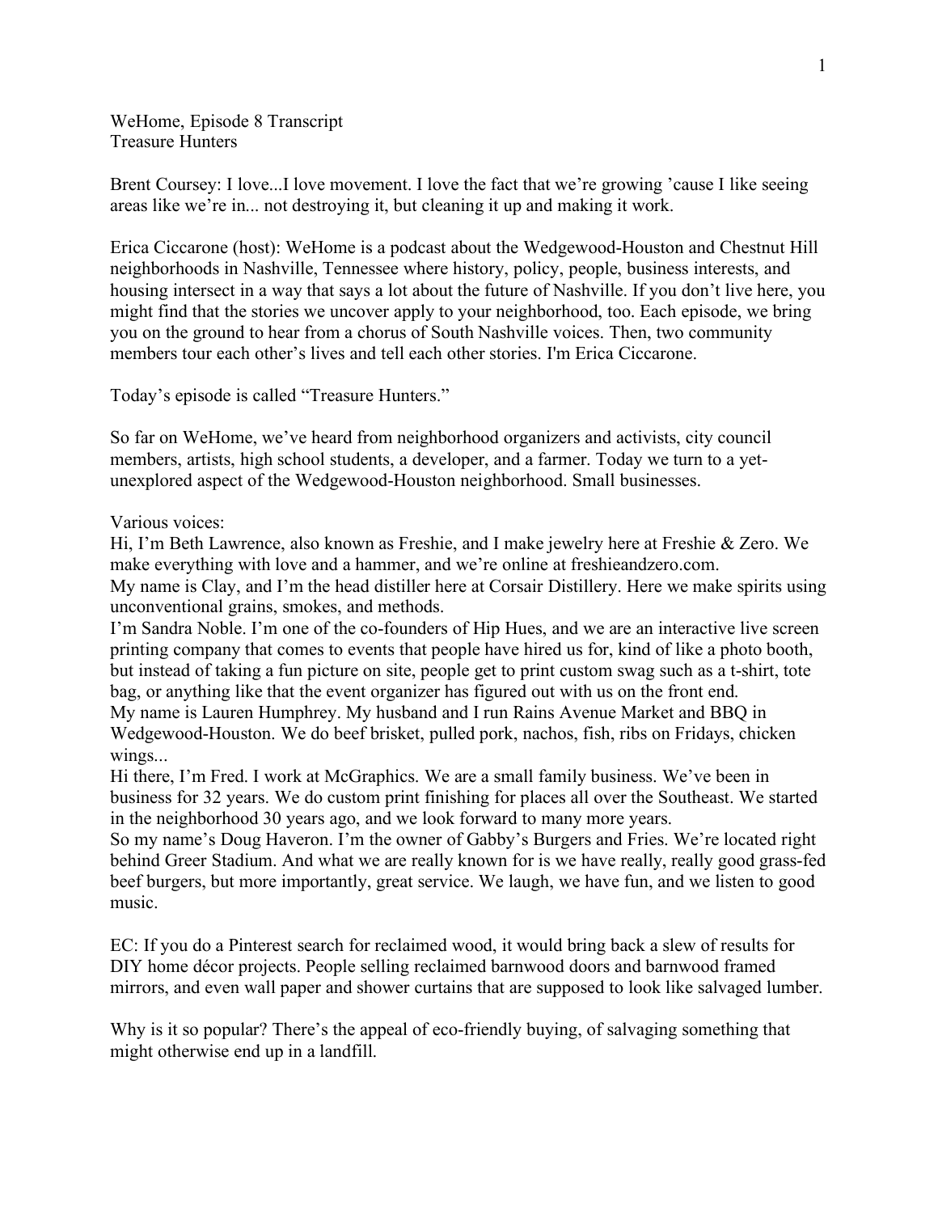WeHome, Episode 8 Transcript
Treasure Hunters

Brent Coursey: I love...I love movement. I love the fact that we're growing 'cause I like seeing areas like we're in... not destroying it, but cleaning it up and making it work.

Erica Ciccarone (host): WeHome is a podcast about the Wedgewood-Houston and Chestnut Hill neighborhoods in Nashville, Tennessee where history, policy, people, business interests, and housing intersect in a way that says a lot about the future of Nashville. If you don't live here, you might find that the stories we uncover apply to your neighborhood, too. Each episode, we bring you on the ground to hear from a chorus of South Nashville voices. Then, two community members tour each other's lives and tell each other stories. I'm Erica Ciccarone.

Today's episode is called "Treasure Hunters."

So far on WeHome, we've heard from neighborhood organizers and activists, city council members, artists, high school students, a developer, and a farmer. Today we turn to a yet-unexplored aspect of the Wedgewood-Houston neighborhood. Small businesses.

Various voices:
Hi, I'm Beth Lawrence, also known as Freshie, and I make jewelry here at Freshie & Zero. We make everything with love and a hammer, and we're online at freshieandzero.com.
My name is Clay, and I'm the head distiller here at Corsair Distillery. Here we make spirits using unconventional grains, smokes, and methods.
I'm Sandra Noble. I'm one of the co-founders of Hip Hues, and we are an interactive live screen printing company that comes to events that people have hired us for, kind of like a photo booth, but instead of taking a fun picture on site, people get to print custom swag such as a t-shirt, tote bag, or anything like that the event organizer has figured out with us on the front end.
My name is Lauren Humphrey. My husband and I run Rains Avenue Market and BBQ in Wedgewood-Houston. We do beef brisket, pulled pork, nachos, fish, ribs on Fridays, chicken wings...
Hi there, I'm Fred. I work at McGraphics. We are a small family business. We've been in business for 32 years. We do custom print finishing for places all over the Southeast. We started in the neighborhood 30 years ago, and we look forward to many more years.
So my name's Doug Haveron. I'm the owner of Gabby's Burgers and Fries. We're located right behind Greer Stadium. And what we are really known for is we have really, really good grass-fed beef burgers, but more importantly, great service. We laugh, we have fun, and we listen to good music.

EC: If you do a Pinterest search for reclaimed wood, it would bring back a slew of results for DIY home décor projects. People selling reclaimed barnwood doors and barnwood framed mirrors, and even wall paper and shower curtains that are supposed to look like salvaged lumber.

Why is it so popular? There's the appeal of eco-friendly buying, of salvaging something that might otherwise end up in a landfill.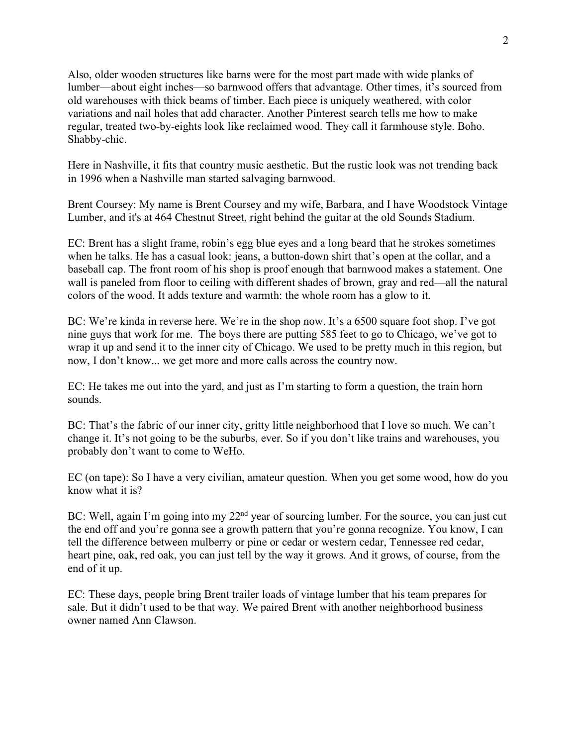Also, older wooden structures like barns were for the most part made with wide planks of lumber—about eight inches—so barnwood offers that advantage. Other times, it's sourced from old warehouses with thick beams of timber. Each piece is uniquely weathered, with color variations and nail holes that add character. Another Pinterest search tells me how to make regular, treated two-by-eights look like reclaimed wood. They call it farmhouse style. Boho. Shabby-chic.

Here in Nashville, it fits that country music aesthetic. But the rustic look was not trending back in 1996 when a Nashville man started salvaging barnwood.

Brent Coursey: My name is Brent Coursey and my wife, Barbara, and I have Woodstock Vintage Lumber, and it's at 464 Chestnut Street, right behind the guitar at the old Sounds Stadium.

EC: Brent has a slight frame, robin's egg blue eyes and a long beard that he strokes sometimes when he talks. He has a casual look: jeans, a button-down shirt that's open at the collar, and a baseball cap. The front room of his shop is proof enough that barnwood makes a statement. One wall is paneled from floor to ceiling with different shades of brown, gray and red—all the natural colors of the wood. It adds texture and warmth: the whole room has a glow to it.

BC: We're kinda in reverse here. We're in the shop now. It's a 6500 square foot shop. I've got nine guys that work for me. The boys there are putting 585 feet to go to Chicago, we've got to wrap it up and send it to the inner city of Chicago. We used to be pretty much in this region, but now, I don't know... we get more and more calls across the country now.

EC: He takes me out into the yard, and just as I'm starting to form a question, the train horn sounds.

BC: That's the fabric of our inner city, gritty little neighborhood that I love so much. We can't change it. It's not going to be the suburbs, ever. So if you don't like trains and warehouses, you probably don't want to come to WeHo.

EC (on tape): So I have a very civilian, amateur question. When you get some wood, how do you know what it is?

BC: Well, again I'm going into my 22nd year of sourcing lumber. For the source, you can just cut the end off and you're gonna see a growth pattern that you're gonna recognize. You know, I can tell the difference between mulberry or pine or cedar or western cedar, Tennessee red cedar, heart pine, oak, red oak, you can just tell by the way it grows. And it grows, of course, from the end of it up.

EC: These days, people bring Brent trailer loads of vintage lumber that his team prepares for sale. But it didn't used to be that way. We paired Brent with another neighborhood business owner named Ann Clawson.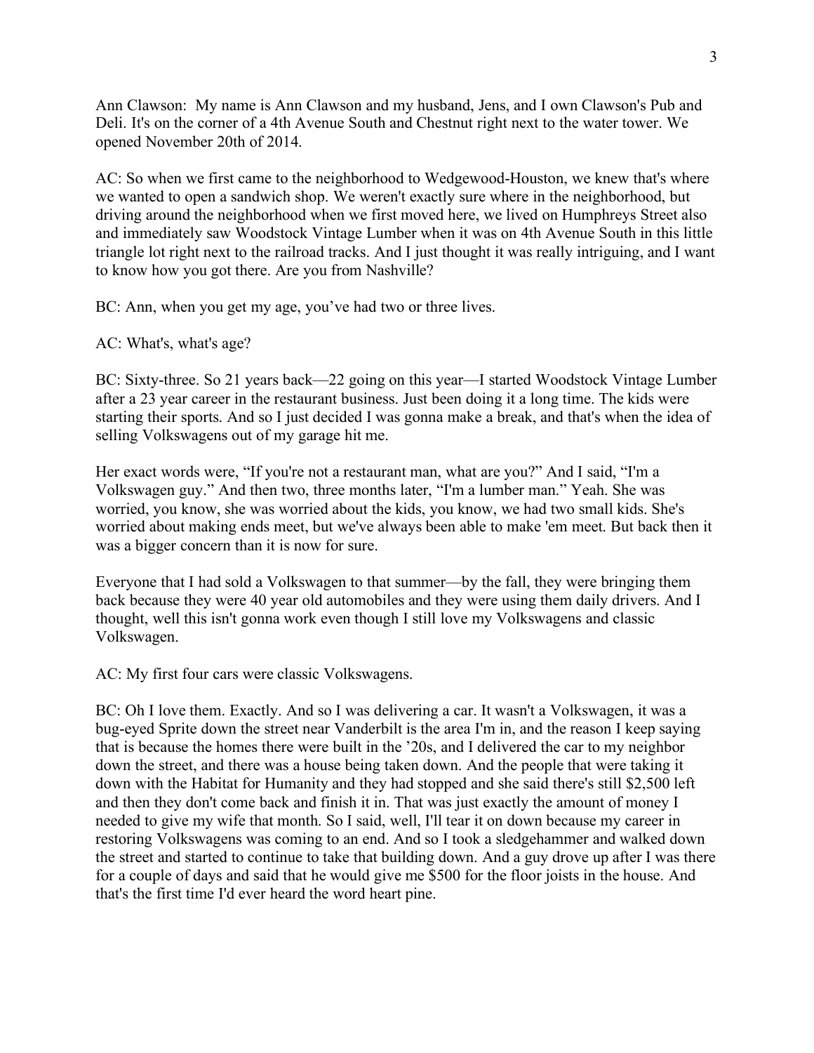Ann Clawson: My name is Ann Clawson and my husband, Jens, and I own Clawson's Pub and Deli. It's on the corner of a 4th Avenue South and Chestnut right next to the water tower. We opened November 20th of 2014.

AC: So when we first came to the neighborhood to Wedgewood-Houston, we knew that's where we wanted to open a sandwich shop. We weren't exactly sure where in the neighborhood, but driving around the neighborhood when we first moved here, we lived on Humphreys Street also and immediately saw Woodstock Vintage Lumber when it was on 4th Avenue South in this little triangle lot right next to the railroad tracks. And I just thought it was really intriguing, and I want to know how you got there. Are you from Nashville?

BC: Ann, when you get my age, you've had two or three lives.

AC: What's, what's age?

BC: Sixty-three. So 21 years back—22 going on this year—I started Woodstock Vintage Lumber after a 23 year career in the restaurant business. Just been doing it a long time. The kids were starting their sports. And so I just decided I was gonna make a break, and that's when the idea of selling Volkswagens out of my garage hit me.

Her exact words were, "If you're not a restaurant man, what are you?" And I said, "I'm a Volkswagen guy." And then two, three months later, "I'm a lumber man." Yeah. She was worried, you know, she was worried about the kids, you know, we had two small kids. She's worried about making ends meet, but we've always been able to make 'em meet. But back then it was a bigger concern than it is now for sure.

Everyone that I had sold a Volkswagen to that summer—by the fall, they were bringing them back because they were 40 year old automobiles and they were using them daily drivers. And I thought, well this isn't gonna work even though I still love my Volkswagens and classic Volkswagen.

AC: My first four cars were classic Volkswagens.

BC: Oh I love them. Exactly. And so I was delivering a car. It wasn't a Volkswagen, it was a bug-eyed Sprite down the street near Vanderbilt is the area I'm in, and the reason I keep saying that is because the homes there were built in the '20s, and I delivered the car to my neighbor down the street, and there was a house being taken down. And the people that were taking it down with the Habitat for Humanity and they had stopped and she said there's still $2,500 left and then they don't come back and finish it in. That was just exactly the amount of money I needed to give my wife that month. So I said, well, I'll tear it on down because my career in restoring Volkswagens was coming to an end. And so I took a sledgehammer and walked down the street and started to continue to take that building down. And a guy drove up after I was there for a couple of days and said that he would give me $500 for the floor joists in the house. And that's the first time I'd ever heard the word heart pine.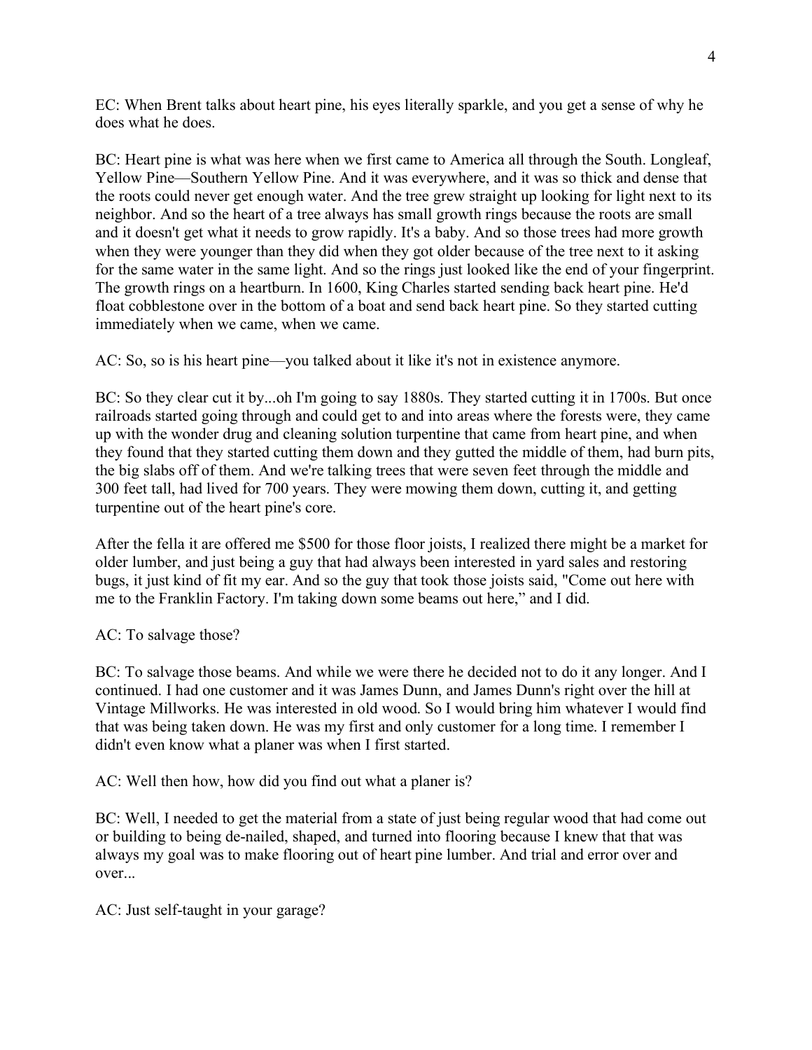EC: When Brent talks about heart pine, his eyes literally sparkle, and you get a sense of why he does what he does.

BC: Heart pine is what was here when we first came to America all through the South. Longleaf, Yellow Pine—Southern Yellow Pine. And it was everywhere, and it was so thick and dense that the roots could never get enough water. And the tree grew straight up looking for light next to its neighbor. And so the heart of a tree always has small growth rings because the roots are small and it doesn't get what it needs to grow rapidly. It's a baby. And so those trees had more growth when they were younger than they did when they got older because of the tree next to it asking for the same water in the same light. And so the rings just looked like the end of your fingerprint. The growth rings on a heartburn. In 1600, King Charles started sending back heart pine. He'd float cobblestone over in the bottom of a boat and send back heart pine. So they started cutting immediately when we came, when we came.

AC: So, so is his heart pine—you talked about it like it's not in existence anymore.

BC: So they clear cut it by...oh I'm going to say 1880s. They started cutting it in 1700s. But once railroads started going thrugh and could get to and into areas where the forests were, they came up with the wonder drug and cleaning solution turpentine that came from heart pine, and when they found that they started cutting them down and they gutted the middle of them, had burn pits, the big slabs off of them. And we're talking trees that were seven feet through the middle and 300 feet tall, had lived for 700 years. They were mowing them down, cutting it, and getting turpentine out of the heart pine's core.

After the fella it are offered me $500 for those floor joists, I realized there might be a market for older lumber, and just being a guy that had always been interested in yard sales and restoring bugs, it just kind of fit my ear. And so the guy that took those joists said, "Come out here with me to the Franklin Factory. I'm taking down some beams out here," and I did.

AC: To salvage those?

BC: To salvage those beams. And while we were there he decided not to do it any longer. And I continued. I had one customer and it was James Dunn, and James Dunn's right over the hill at Vintage Millworks. He was interested in old wood. So I would bring him whatever I would find that was being taken down. He was my first and only customer for a long time. I remember I didn't even know what a planer was when I first started.

AC: Well then how, how did you find out what a planer is?

BC: Well, I needed to get the material from a state of just being regular wood that had come out or building to being de-nailed, shaped, and turned into flooring because I knew that that was always my goal was to make flooring out of heart pine lumber. And trial and error over and over...

AC: Just self-taught in your garage?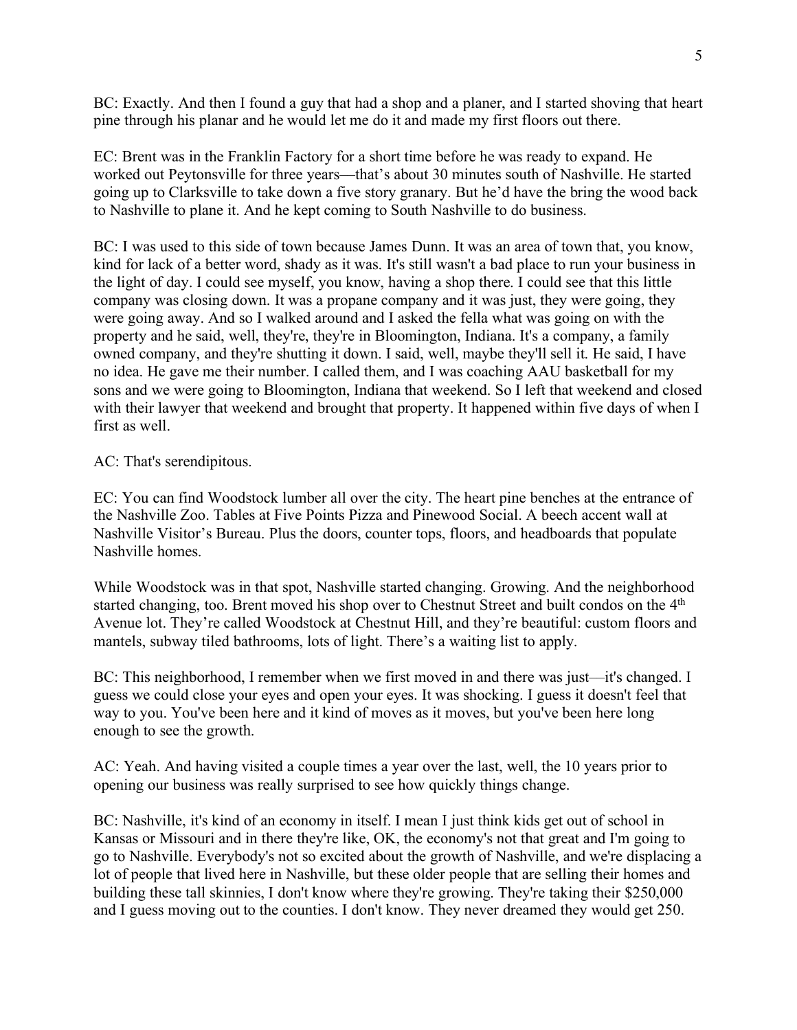BC: Exactly. And then I found a guy that had a shop and a planer, and I started shoving that heart pine through his planar and he would let me do it and made my first floors out there.

EC: Brent was in the Franklin Factory for a short time before he was ready to expand. He worked out Peytonsville for three years—that's about 30 minutes south of Nashville. He started going up to Clarksville to take down a five story granary. But he'd have the bring the wood back to Nashville to plane it. And he kept coming to South Nashville to do business.

BC: I was used to this side of town because James Dunn. It was an area of town that, you know, kind for lack of a better word, shady as it was. It's still wasn't a bad place to run your business in the light of day. I could see myself, you know, having a shop there. I could see that this little company was closing down. It was a propane company and it was just, they were going, they were going away. And so I walked around and I asked the fella what was going on with the property and he said, well, they're, they're in Bloomington, Indiana. It's a company, a family owned company, and they're shutting it down. I said, well, maybe they'll sell it. He said, I have no idea. He gave me their number. I called them, and I was coaching AAU basketball for my sons and we were going to Bloomington, Indiana that weekend. So I left that weekend and closed with their lawyer that weekend and brought that property. It happened within five days of when I first as well.

AC: That's serendipitous.

EC: You can find Woodstock lumber all over the city. The heart pine benches at the entrance of the Nashville Zoo. Tables at Five Points Pizza and Pinewood Social. A beech accent wall at Nashville Visitor's Bureau. Plus the doors, counter tops, floors, and headboards that populate Nashville homes.

While Woodstock was in that spot, Nashville started changing. Growing. And the neighborhood started changing, too. Brent moved his shop over to Chestnut Street and built condos on the 4th Avenue lot. They're called Woodstock at Chestnut Hill, and they're beautiful: custom floors and mantels, subway tiled bathrooms, lots of light. There's a waiting list to apply.

BC: This neighborhood, I remember when we first moved in and there was just—it's changed. I guess we could close your eyes and open your eyes. It was shocking. I guess it doesn't feel that way to you. You've been here and it kind of moves as it moves, but you've been here long enough to see the growth.

AC: Yeah. And having visited a couple times a year over the last, well, the 10 years prior to opening our business was really surprised to see how quickly things change.

BC: Nashville, it's kind of an economy in itself. I mean I just think kids get out of school in Kansas or Missouri and in there they're like, OK, the economy's not that great and I'm going to go to Nashville. Everybody's not so excited about the growth of Nashville, and we're displacing a lot of people that lived here in Nashville, but these older people that are selling their homes and building these tall skinnies, I don't know where they're growing. They're taking their $250,000 and I guess moving out to the counties. I don't know. They never dreamed they would get 250.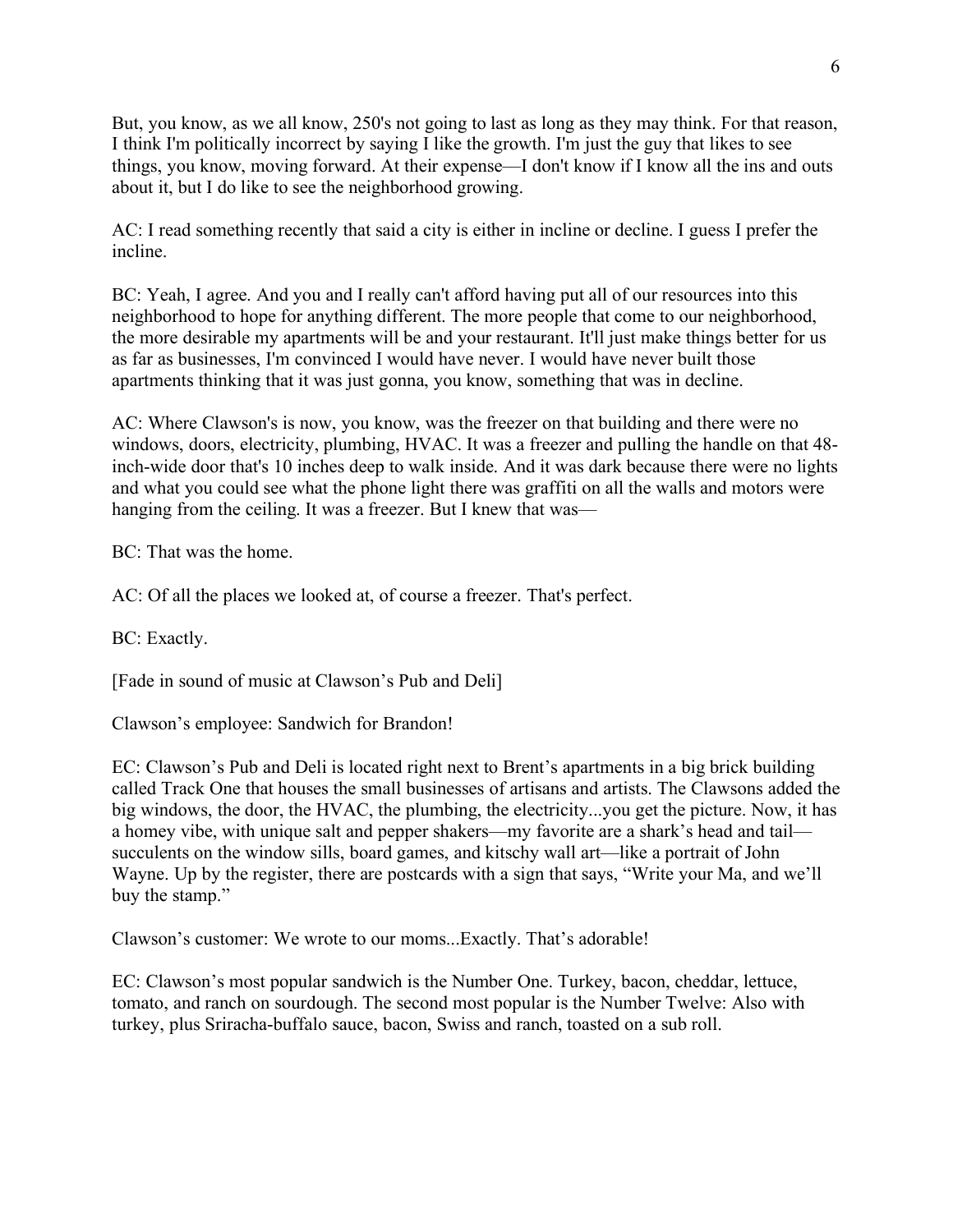But, you know, as we all know, 250's not going to last as long as they may think. For that reason, I think I'm politically incorrect by saying I like the growth. I'm just the guy that likes to see things, you know, moving forward. At their expense—I don't know if I know all the ins and outs about it, but I do like to see the neighborhood growing.

AC: I read something recently that said a city is either in incline or decline. I guess I prefer the incline.

BC: Yeah, I agree. And you and I really can't afford having put all of our resources into this neighborhood to hope for anything different. The more people that come to our neighborhood, the more desirable my apartments will be and your restaurant. It'll just make things better for us as far as businesses, I'm convinced I would have never. I would have never built those apartments thinking that it was just gonna, you know, something that was in decline.

AC: Where Clawson's is now, you know, was the freezer on that building and there were no windows, doors, electricity, plumbing, HVAC. It was a freezer and pulling the handle on that 48-inch-wide door that's 10 inches deep to walk inside. And it was dark because there were no lights and what you could see what the phone light there was graffiti on all the walls and motors were hanging from the ceiling. It was a freezer. But I knew that was—

BC: That was the home.

AC: Of all the places we looked at, of course a freezer. That's perfect.

BC: Exactly.

[Fade in sound of music at Clawson's Pub and Deli]

Clawson's employee: Sandwich for Brandon!

EC: Clawson's Pub and Deli is located right next to Brent's apartments in a big brick building called Track One that houses the small businesses of artisans and artists. The Clawsons added the big windows, the door, the HVAC, the plumbing, the electricity...you get the picture. Now, it has a homey vibe, with unique salt and pepper shakers—my favorite are a shark's head and tail—succulents on the window sills, board games, and kitschy wall art—like a portrait of John Wayne. Up by the register, there are postcards with a sign that says, "Write your Ma, and we'll buy the stamp."

Clawson's customer: We wrote to our moms...Exactly. That's adorable!

EC: Clawson's most popular sandwich is the Number One. Turkey, bacon, cheddar, lettuce, tomato, and ranch on sourdough. The second most popular is the Number Twelve: Also with turkey, plus Sriracha-buffalo sauce, bacon, Swiss and ranch, toasted on a sub roll.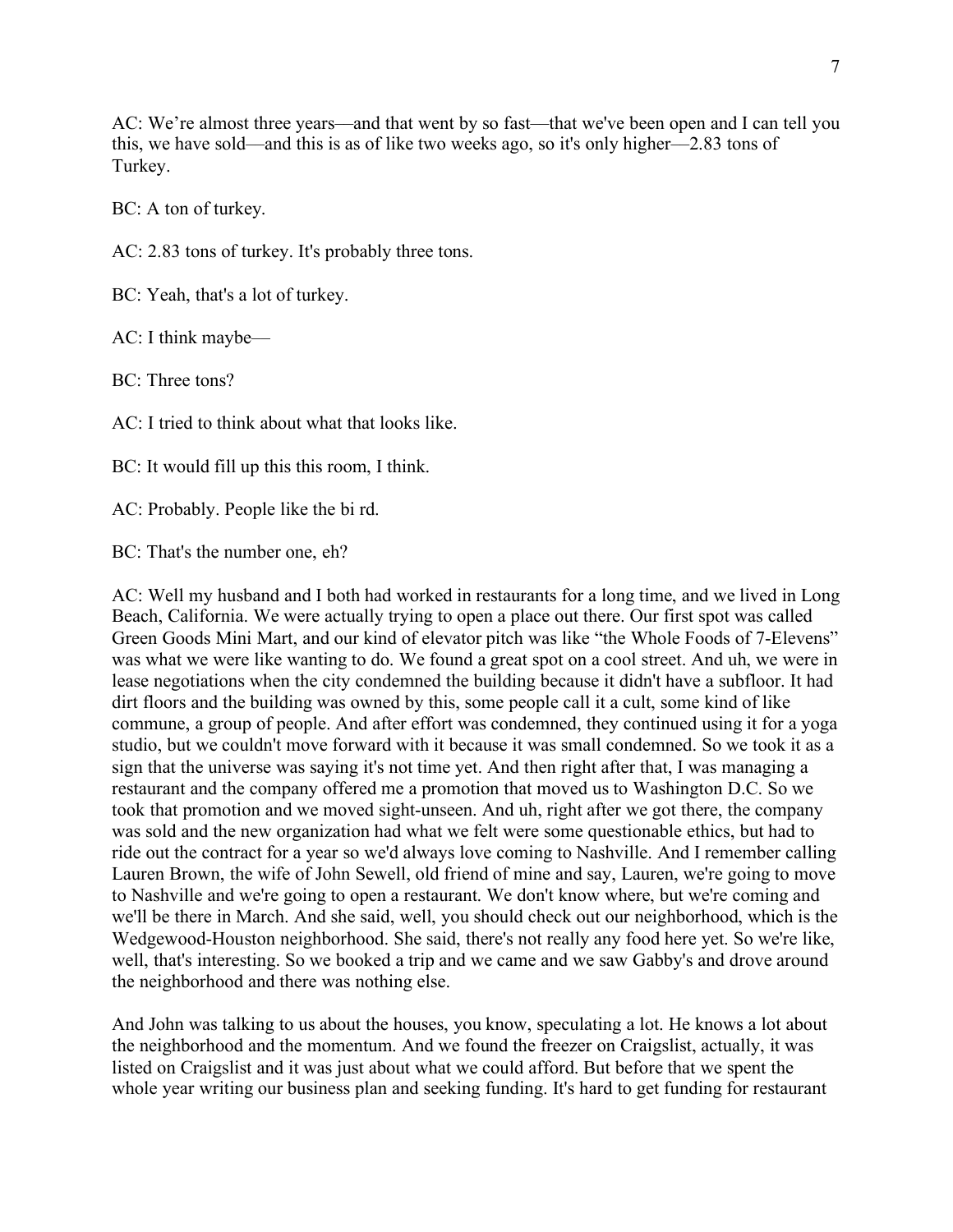AC: We're almost three years—and that went by so fast—that we've been open and I can tell you this, we have sold—and this is as of like two weeks ago, so it's only higher—2.83 tons of Turkey.

BC: A ton of turkey.

AC: 2.83 tons of turkey. It's probably three tons.

BC: Yeah, that's a lot of turkey.

AC: I think maybe—

BC: Three tons?

AC: I tried to think about what that looks like.

BC: It would fill up this this room, I think.

AC: Probably. People like the bi rd.

BC: That's the number one, eh?

AC: Well my husband and I both had worked in restaurants for a long time, and we lived in Long Beach, California. We were actually trying to open a place out there. Our first spot was called Green Goods Mini Mart, and our kind of elevator pitch was like "the Whole Foods of 7-Elevens" was what we were like wanting to do. We found a great spot on a cool street. And uh, we were in lease negotiations when the city condemned the building because it didn't have a subfloor. It had dirt floors and the building was owned by this, some people call it a cult, some kind of like commune, a group of people. And after effort was condemned, they continued using it for a yoga studio, but we couldn't move forward with it because it was small condemned. So we took it as a sign that the universe was saying it's not time yet. And then right after that, I was managing a restaurant and the company offered me a promotion that moved us to Washington D.C. So we took that promotion and we moved sight-unseen. And uh, right after we got there, the company was sold and the new organization had what we felt were some questionable ethics, but had to ride out the contract for a year so we'd always love coming to Nashville. And I remember calling Lauren Brown, the wife of John Sewell, old friend of mine and say, Lauren, we're going to move to Nashville and we're going to open a restaurant. We don't know where, but we're coming and we'll be there in March. And she said, well, you should check out our neighborhood, which is the Wedgewood-Houston neighborhood. She said, there's not really any food here yet. So we're like, well, that's interesting. So we booked a trip and we came and we saw Gabby's and drove around the neighborhood and there was nothing else.

And John was talking to us about the houses, you know, speculating a lot. He knows a lot about the neighborhood and the momentum. And we found the freezer on Craigslist, actually, it was listed on Craigslist and it was just about what we could afford. But before that we spent the whole year writing our business plan and seeking funding. It's hard to get funding for restaurant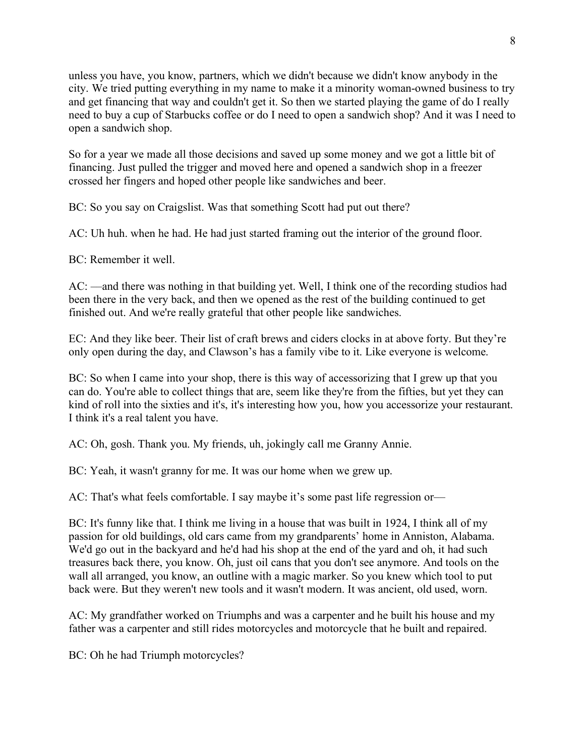unless you have, you know, partners, which we didn't because we didn't know anybody in the city. We tried putting everything in my name to make it a minority woman-owned business to try and get financing that way and couldn't get it. So then we started playing the game of do I really need to buy a cup of Starbucks coffee or do I need to open a sandwich shop? And it was I need to open a sandwich shop.

So for a year we made all those decisions and saved up some money and we got a little bit of financing. Just pulled the trigger and moved here and opened a sandwich shop in a freezer crossed her fingers and hoped other people like sandwiches and beer.

BC: So you say on Craigslist. Was that something Scott had put out there?

AC: Uh huh. when he had. He had just started framing out the interior of the ground floor.

BC: Remember it well.

AC: —and there was nothing in that building yet. Well, I think one of the recording studios had been there in the very back, and then we opened as the rest of the building continued to get finished out. And we're really grateful that other people like sandwiches.

EC: And they like beer. Their list of craft brews and ciders clocks in at above forty. But they're only open during the day, and Clawson's has a family vibe to it. Like everyone is welcome.

BC: So when I came into your shop, there is this way of accessorizing that I grew up that you can do. You're able to collect things that are, seem like they're from the fifties, but yet they can kind of roll into the sixties and it's, it's interesting how you, how you accessorize your restaurant. I think it's a real talent you have.

AC: Oh, gosh. Thank you. My friends, uh, jokingly call me Granny Annie.

BC: Yeah, it wasn't granny for me. It was our home when we grew up.

AC: That's what feels comfortable. I say maybe it's some past life regression or—

BC: It's funny like that. I think me living in a house that was built in 1924, I think all of my passion for old buildings, old cars came from my grandparents' home in Anniston, Alabama. We'd go out in the backyard and he'd had his shop at the end of the yard and oh, it had such treasures back there, you know. Oh, just oil cans that you don't see anymore. And tools on the wall all arranged, you know, an outline with a magic marker. So you knew which tool to put back were. But they weren't new tools and it wasn't modern. It was ancient, old used, worn.

AC: My grandfather worked on Triumphs and was a carpenter and he built his house and my father was a carpenter and still rides motorcycles and motorcycle that he built and repaired.

BC: Oh he had Triumph motorcycles?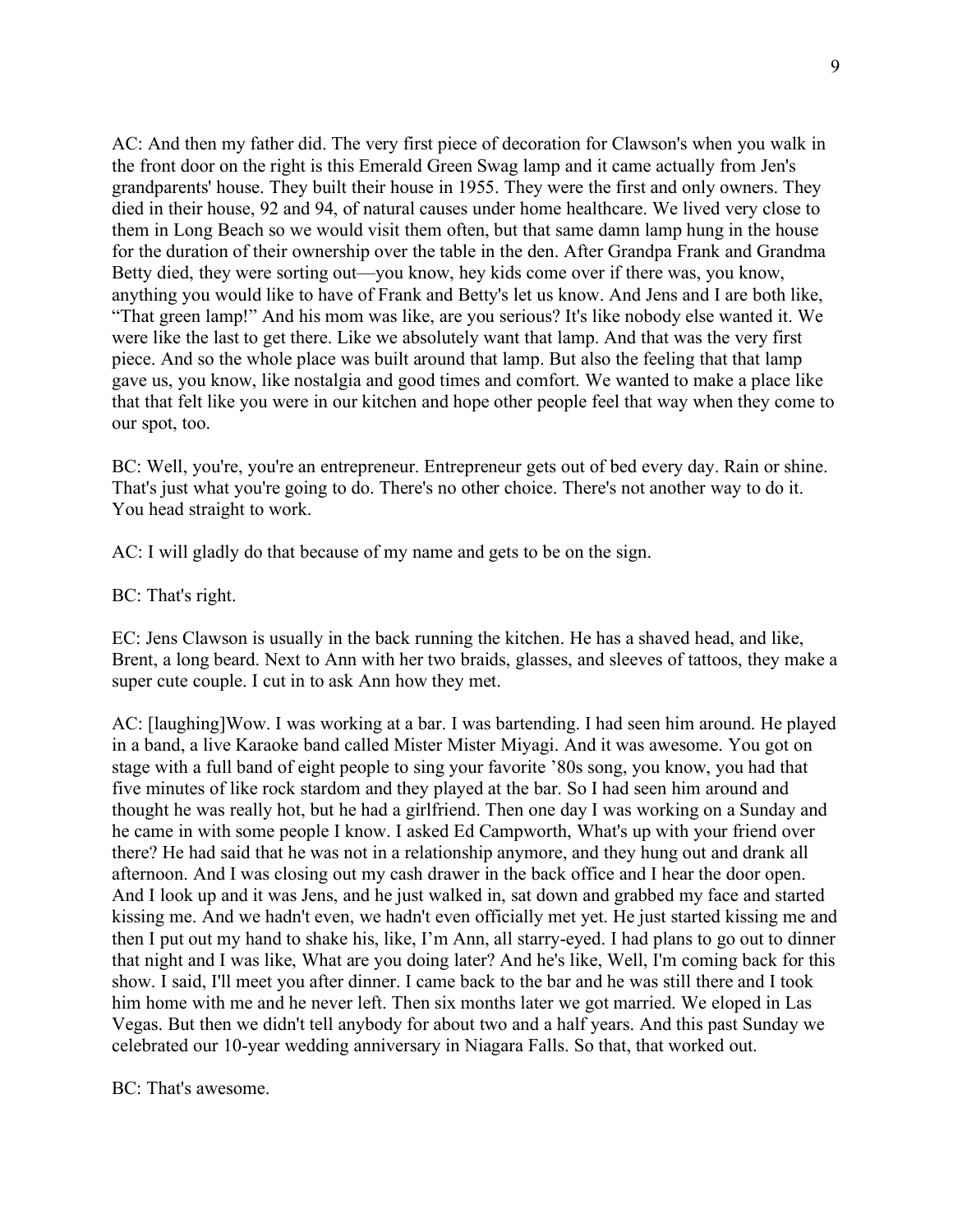AC: And then my father did. The very first piece of decoration for Clawson's when you walk in the front door on the right is this Emerald Green Swag lamp and it came actually from Jen's grandparents' house. They built their house in 1955. They were the first and only owners. They died in their house, 92 and 94, of natural causes under home healthcare. We lived very close to them in Long Beach so we would visit them often, but that same damn lamp hung in the house for the duration of their ownership over the table in the den. After Grandpa Frank and Grandma Betty died, they were sorting out—you know, hey kids come over if there was, you know, anything you would like to have of Frank and Betty's let us know. And Jens and I are both like, "That green lamp!" And his mom was like, are you serious? It's like nobody else wanted it. We were like the last to get there. Like we absolutely want that lamp. And that was the very first piece. And so the whole place was built around that lamp. But also the feeling that that lamp gave us, you know, like nostalgia and good times and comfort. We wanted to make a place like that that felt like you were in our kitchen and hope other people feel that way when they come to our spot, too.

BC: Well, you're, you're an entrepreneur. Entrepreneur gets out of bed every day. Rain or shine. That's just what you're going to do. There's no other choice. There's not another way to do it. You head straight to work.

AC: I will gladly do that because of my name and gets to be on the sign.

BC: That's right.

EC: Jens Clawson is usually in the back running the kitchen. He has a shaved head, and like, Brent, a long beard. Next to Ann with her two braids, glasses, and sleeves of tattoos, they make a super cute couple. I cut in to ask Ann how they met.

AC: [laughing]Wow. I was working at a bar. I was bartending. I had seen him around. He played in a band, a live Karaoke band called Mister Mister Miyagi. And it was awesome. You got on stage with a full band of eight people to sing your favorite '80s song, you know, you had that five minutes of like rock stardom and they played at the bar. So I had seen him around and thought he was really hot, but he had a girlfriend. Then one day I was working on a Sunday and he came in with some people I know. I asked Ed Campworth, What's up with your friend over there? He had said that he was not in a relationship anymore, and they hung out and drank all afternoon. And I was closing out my cash drawer in the back office and I hear the door open. And I look up and it was Jens, and he just walked in, sat down and grabbed my face and started kissing me. And we hadn't even, we hadn't even officially met yet. He just started kissing me and then I put out my hand to shake his, like, I'm Ann, all starry-eyed. I had plans to go out to dinner that night and I was like, What are you doing later? And he's like, Well, I'm coming back for this show. I said, I'll meet you after dinner. I came back to the bar and he was still there and I took him home with me and he never left. Then six months later we got married. We eloped in Las Vegas. But then we didn't tell anybody for about two and a half years. And this past Sunday we celebrated our 10-year wedding anniversary in Niagara Falls. So that, that worked out.

BC: That's awesome.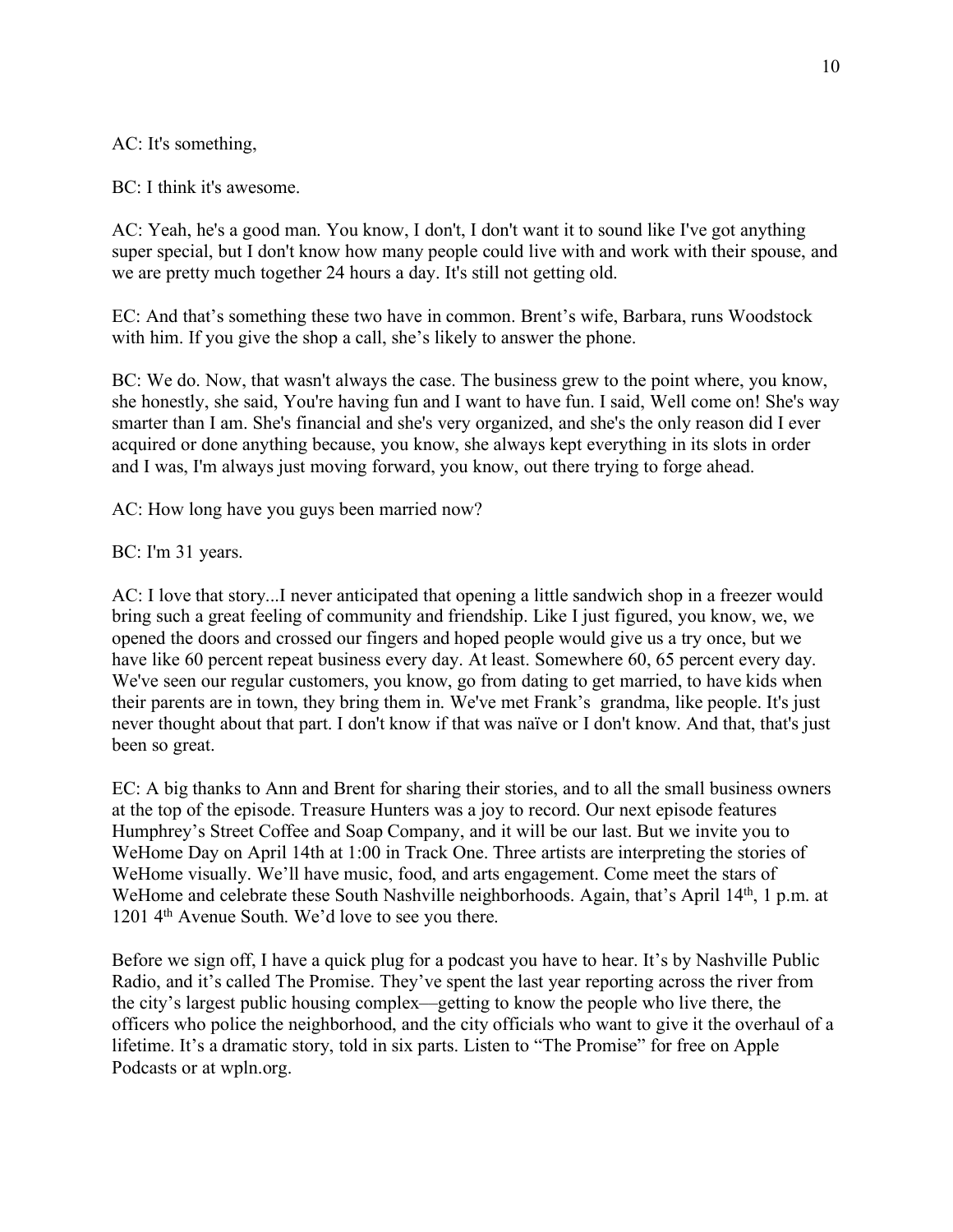AC: It's something,

BC: I think it's awesome.

AC: Yeah, he's a good man. You know, I don't, I don't want it to sound like I've got anything super special, but I don't know how many people could live with and work with their spouse, and we are pretty much together 24 hours a day. It's still not getting old.

EC: And that's something these two have in common. Brent's wife, Barbara, runs Woodstock with him. If you give the shop a call, she's likely to answer the phone.

BC: We do. Now, that wasn't always the case. The business grew to the point where, you know, she honestly, she said, You're having fun and I want to have fun. I said, Well come on! She's way smarter than I am. She's financial and she's very organized, and she's the only reason did I ever acquired or done anything because, you know, she always kept everything in its slots in order and I was, I'm always just moving forward, you know, out there trying to forge ahead.

AC: How long have you guys been married now?

BC: I'm 31 years.

AC: I love that story...I never anticipated that opening a little sandwich shop in a freezer would bring such a great feeling of community and friendship. Like I just figured, you know, we, we opened the doors and crossed our fingers and hoped people would give us a try once, but we have like 60 percent repeat business every day. At least. Somewhere 60, 65 percent every day. We've seen our regular customers, you know, go from dating to get married, to have kids when their parents are in town, they bring them in. We've met Frank's grandma, like people. It's just never thought about that part. I don't know if that was naïve or I don't know. And that, that's just been so great.

EC: A big thanks to Ann and Brent for sharing their stories, and to all the small business owners at the top of the episode. Treasure Hunters was a joy to record. Our next episode features Humphrey's Street Coffee and Soap Company, and it will be our last. But we invite you to WeHome Day on April 14th at 1:00 in Track One. Three artists are interpreting the stories of WeHome visually. We'll have music, food, and arts engagement. Come meet the stars of WeHome and celebrate these South Nashville neighborhoods. Again, that's April 14th, 1 p.m. at 1201 4th Avenue South. We'd love to see you there.

Before we sign off, I have a quick plug for a podcast you have to hear. It's by Nashville Public Radio, and it's called The Promise. They've spent the last year reporting across the river from the city's largest public housing complex—getting to know the people who live there, the officers who police the neighborhood, and the city officials who want to give it the overhaul of a lifetime. It's a dramatic story, told in six parts. Listen to "The Promise" for free on Apple Podcasts or at wpln.org.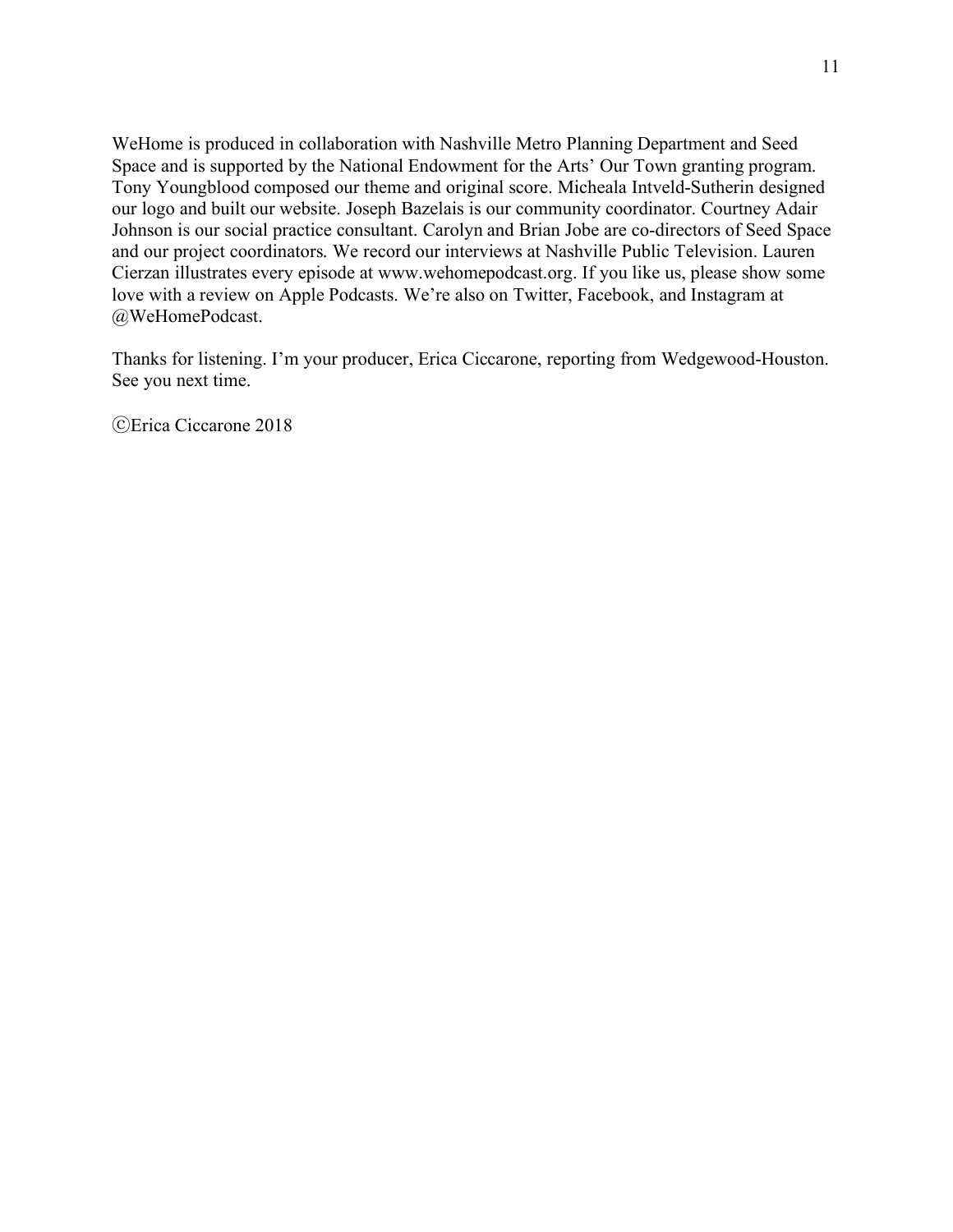WeHome is produced in collaboration with Nashville Metro Planning Department and Seed Space and is supported by the National Endowment for the Arts' Our Town granting program. Tony Youngblood composed our theme and original score. Micheala Intveld-Sutherin designed our logo and built our website. Joseph Bazelais is our community coordinator. Courtney Adair Johnson is our social practice consultant. Carolyn and Brian Jobe are co-directors of Seed Space and our project coordinators. We record our interviews at Nashville Public Television. Lauren Cierzan illustrates every episode at www.wehomepodcast.org. If you like us, please show some love with a review on Apple Podcasts. We're also on Twitter, Facebook, and Instagram at @WeHomePodcast.

Thanks for listening. I'm your producer, Erica Ciccarone, reporting from Wedgewood-Houston. See you next time.

ⒸErica Ciccarone 2018